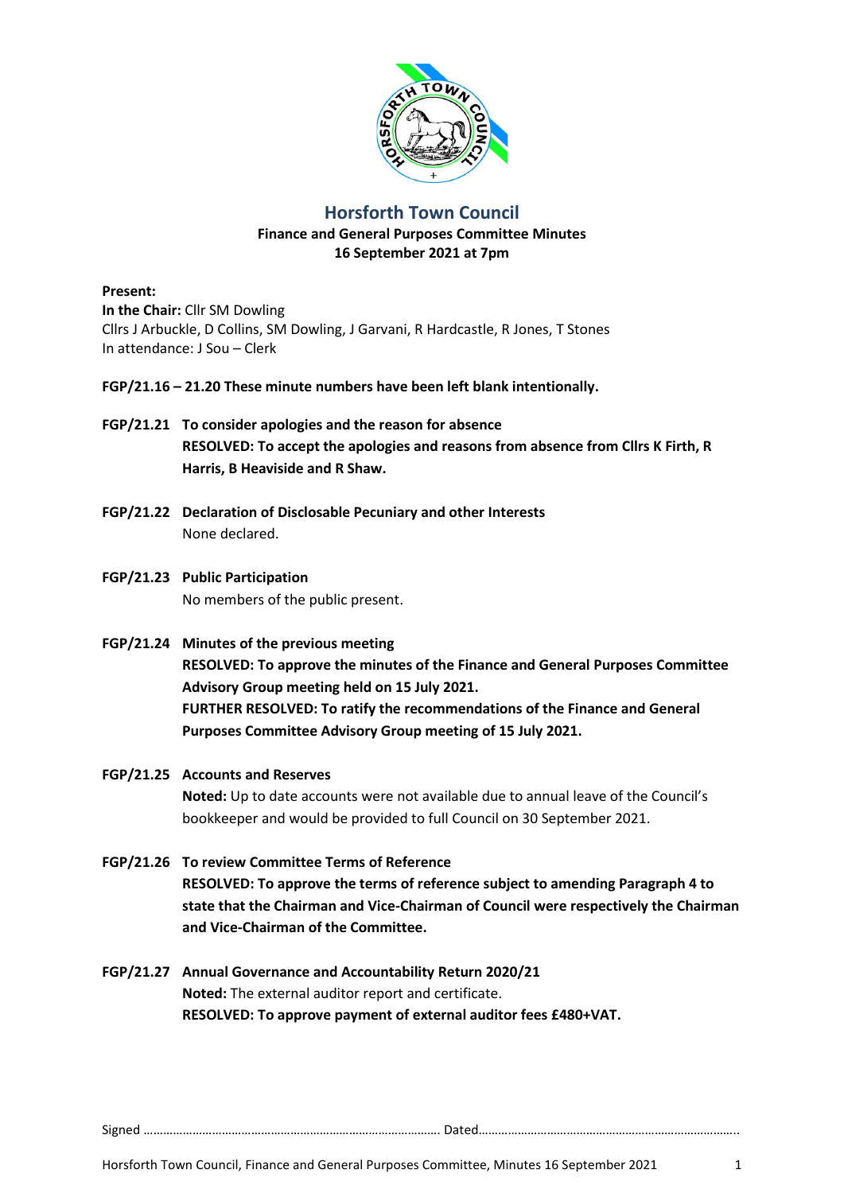# Horsforth Town Council

**Finance and General Purposes Committee Minutes**
**16 September 2021 at 7pm**

**Present:**
**In the Chair:** Cllr SM Dowling
Cllrs J Arbuckle, D Collins, SM Dowling, J Garvani, R Hardcastle, R Jones, T Stones
In attendance: J Sou – Clerk

**FGP/21.16 – 21.20 These minute numbers have been left blank intentionally.**

**FGP/21.21 To consider apologies and the reason for absence**
**RESOLVED: To accept the apologies and reasons from absence from Cllrs K Firth, R Harris, B Heaviside and R Shaw.**

**FGP/21.22 Declaration of Disclosable Pecuniary and other Interests**
None declared.

**FGP/21.23 Public Participation**
No members of the public present.

**FGP/21.24 Minutes of the previous meeting**
**RESOLVED: To approve the minutes of the Finance and General Purposes Committee Advisory Group meeting held on 15 July 2021.**
**FURTHER RESOLVED: To ratify the recommendations of the Finance and General Purposes Committee Advisory Group meeting of 15 July 2021.**

**FGP/21.25 Accounts and Reserves**
**Noted:** Up to date accounts were not available due to annual leave of the Council's bookkeeper and would be provided to full Council on 30 September 2021.

**FGP/21.26 To review Committee Terms of Reference**
**RESOLVED: To approve the terms of reference subject to amending Paragraph 4 to state that the Chairman and Vice-Chairman of Council were respectively the Chairman and Vice-Chairman of the Committee.**

**FGP/21.27 Annual Governance and Accountability Return 2020/21**
**Noted:** The external auditor report and certificate.
**RESOLVED: To approve payment of external auditor fees £480+VAT.**

Signed ……………………………………………………………………………. Dated…………………………………………………………………..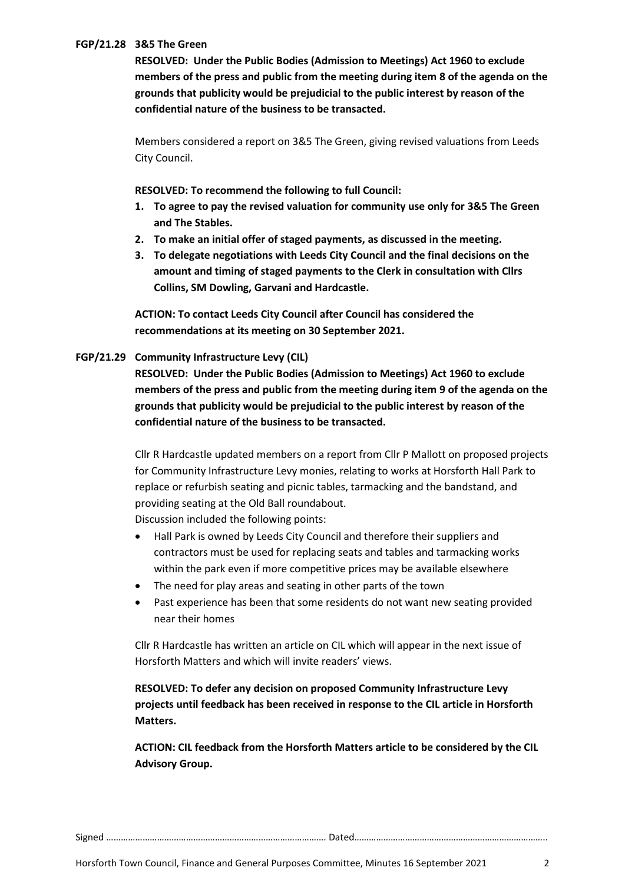**FGP/21.28 3&5 The Green**

**RESOLVED: Under the Public Bodies (Admission to Meetings) Act 1960 to exclude members of the press and public from the meeting during item 8 of the agenda on the grounds that publicity would be prejudicial to the public interest by reason of the confidential nature of the business to be transacted.**

Members considered a report on 3&5 The Green, giving revised valuations from Leeds City Council.

**RESOLVED: To recommend the following to full Council:**

1. **To agree to pay the revised valuation for community use only for 3&5 The Green and The Stables.**
2. **To make an initial offer of staged payments, as discussed in the meeting.**
3. **To delegate negotiations with Leeds City Council and the final decisions on the amount and timing of staged payments to the Clerk in consultation with Cllrs Collins, SM Dowling, Garvani and Hardcastle.**

**ACTION: To contact Leeds City Council after Council has considered the recommendations at its meeting on 30 September 2021.**

**FGP/21.29 Community Infrastructure Levy (CIL)**

**RESOLVED: Under the Public Bodies (Admission to Meetings) Act 1960 to exclude members of the press and public from the meeting during item 9 of the agenda on the grounds that publicity would be prejudicial to the public interest by reason of the confidential nature of the business to be transacted.**

Cllr R Hardcastle updated members on a report from Cllr P Mallott on proposed projects for Community Infrastructure Levy monies, relating to works at Horsforth Hall Park to replace or refurbish seating and picnic tables, tarmacking and the bandstand, and providing seating at the Old Ball roundabout.

Discussion included the following points:

- Hall Park is owned by Leeds City Council and therefore their suppliers and contractors must be used for replacing seats and tables and tarmacking works within the park even if more competitive prices may be available elsewhere
- The need for play areas and seating in other parts of the town
- Past experience has been that some residents do not want new seating provided near their homes

Cllr R Hardcastle has written an article on CIL which will appear in the next issue of Horsforth Matters and which will invite readers' views.

**RESOLVED: To defer any decision on proposed Community Infrastructure Levy projects until feedback has been received in response to the CIL article in Horsforth Matters.**

**ACTION: CIL feedback from the Horsforth Matters article to be considered by the CIL Advisory Group.**

Signed ……………………………………………………………………………. Dated…………………………………………………………………..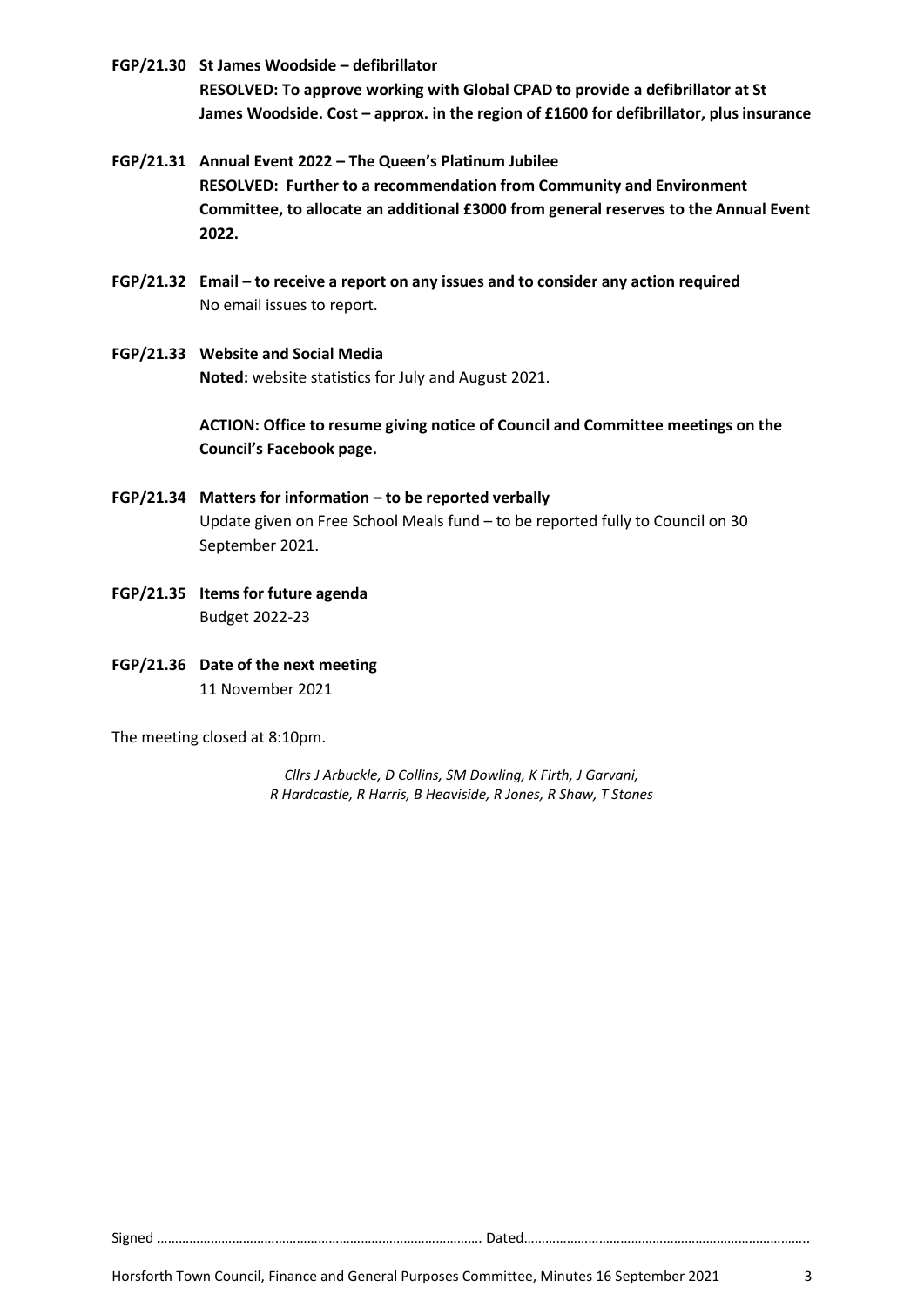**FGP/21.30 St James Woodside – defibrillator**

**RESOLVED: To approve working with Global CPAD to provide a defibrillator at St James Woodside. Cost – approx. in the region of £1600 for defibrillator, plus insurance**

**FGP/21.31 Annual Event 2022 – The Queen's Platinum Jubilee**

**RESOLVED: Further to a recommendation from Community and Environment Committee, to allocate an additional £3000 from general reserves to the Annual Event 2022.**

**FGP/21.32 Email – to receive a report on any issues and to consider any action required**

No email issues to report.

**FGP/21.33 Website and Social Media**

**Noted:** website statistics for July and August 2021.

**ACTION: Office to resume giving notice of Council and Committee meetings on the Council's Facebook page.**

**FGP/21.34 Matters for information – to be reported verbally**

Update given on Free School Meals fund – to be reported fully to Council on 30 September 2021.

**FGP/21.35 Items for future agenda**

Budget 2022-23

**FGP/21.36 Date of the next meeting**

11 November 2021

The meeting closed at 8:10pm.

*Cllrs J Arbuckle, D Collins, SM Dowling, K Firth, J Garvani, R Hardcastle, R Harris, B Heaviside, R Jones, R Shaw, T Stones*

Signed ……………………………………………………………………………. Dated……………………………………………………………………..

Horsforth Town Council, Finance and General Purposes Committee, Minutes 16 September 2021